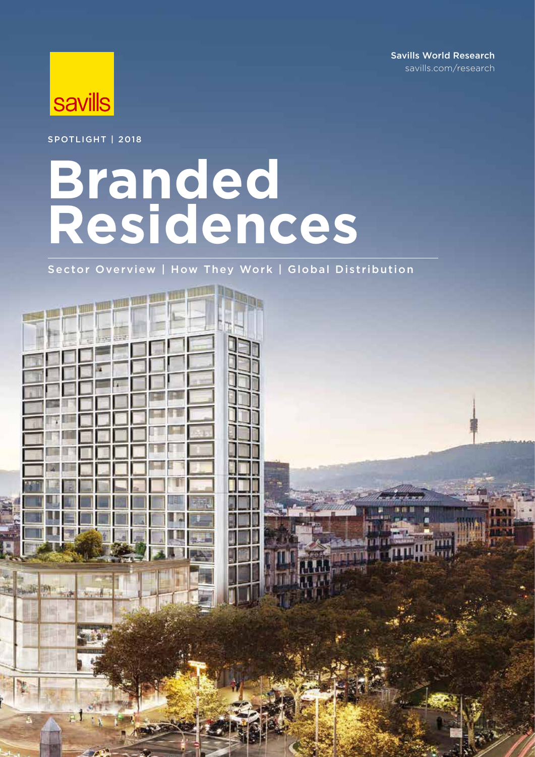savills

Savills World Research
savills.com/research

SPOTLIGHT | 2018

# Branded Residences

Sector Overview | How They Work | Global Distribution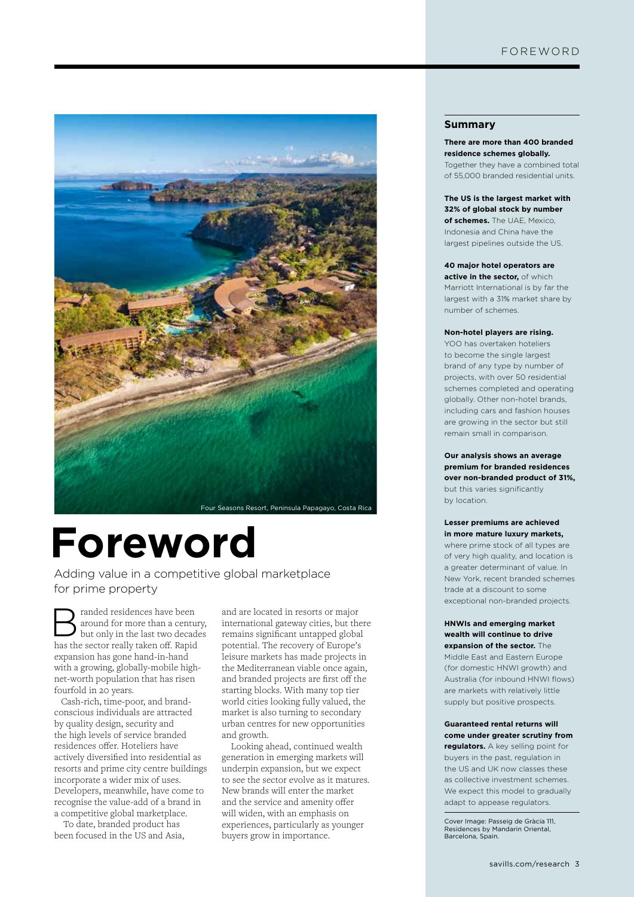Four Seasons Resort, Peninsula Papagayo, Costa Rica

# Foreword

Adding value in a competitive global marketplace for prime property

Branded residences have been around for more than a century, but only in the last two decades has the sector really taken off. Rapid expansion has gone hand-in-hand with a growing, globally-mobile high-net-worth population that has risen fourfold in 20 years.

Cash-rich, time-poor, and brand-conscious individuals are attracted by quality design, security and the high levels of service branded residences offer. Hoteliers have actively diversified into residential as resorts and prime city centre buildings incorporate a wider mix of uses. Developers, meanwhile, have come to recognise the value-add of a brand in a competitive global marketplace.

To date, branded product has been focused in the US and Asia, and are located in resorts or major international gateway cities, but there remains significant untapped global potential. The recovery of Europe's leisure markets has made projects in the Mediterranean viable once again, and branded projects are first off the starting blocks. With many top tier world cities looking fully valued, the market is also turning to secondary urban centres for new opportunities and growth.

Looking ahead, continued wealth generation in emerging markets will underpin expansion, but we expect to see the sector evolve as it matures. New brands will enter the market and the service and amenity offer will widen, with an emphasis on experiences, particularly as younger buyers grow in importance.

## Summary

**There are more than 400 branded residence schemes globally.** Together they have a combined total of 55,000 branded residential units.

**The US is the largest market with 32% of global stock by number of schemes.** The UAE, Mexico, Indonesia and China have the largest pipelines outside the US.

**40 major hotel operators are active in the sector,** of which Marriott International is by far the largest with a 31% market share by number of schemes.

**Non-hotel players are rising.** YOO has overtaken hoteliers to become the single largest brand of any type by number of projects, with over 50 residential schemes completed and operating globally. Other non-hotel brands, including cars and fashion houses are growing in the sector but still remain small in comparison.

**Our analysis shows an average premium for branded residences over non-branded product of 31%,** but this varies significantly by location.

**Lesser premiums are achieved in more mature luxury markets,** where prime stock of all types are of very high quality, and location is a greater determinant of value. In New York, recent branded schemes trade at a discount to some exceptional non-branded projects.

**HNWIs and emerging market wealth will continue to drive expansion of the sector.** The Middle East and Eastern Europe (for domestic HNWI growth) and Australia (for inbound HNWI flows) are markets with relatively little supply but positive prospects.

**Guaranteed rental returns will come under greater scrutiny from regulators.** A key selling point for buyers in the past, regulation in the US and UK now classes these as collective investment schemes. We expect this model to gradually adapt to appease regulators.

Cover Image: Passeig de Gràcia 111, Residences by Mandarin Oriental, Barcelona, Spain.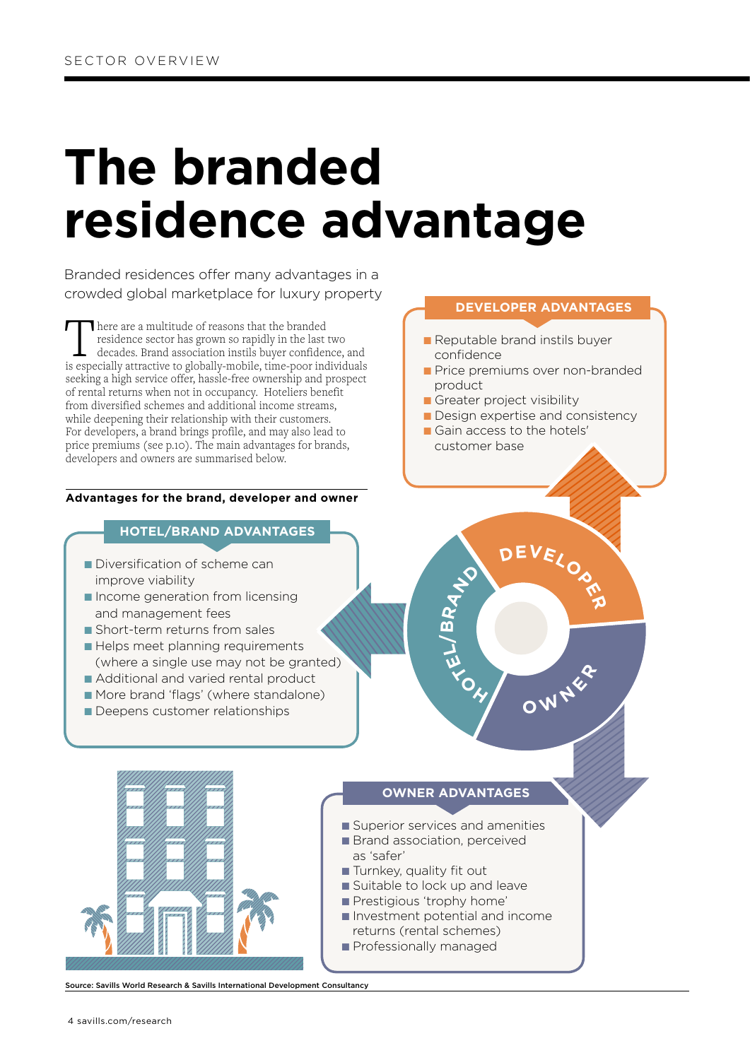SECTOR OVERVIEW

# The branded residence advantage

Branded residences offer many advantages in a crowded global marketplace for luxury property

There are a multitude of reasons that the branded residence sector has grown so rapidly in the last two decades. Brand association instils buyer confidence, and is especially attractive to globally-mobile, time-poor individuals seeking a high service offer, hassle-free ownership and prospect of rental returns when not in occupancy. Hoteliers benefit from diversified schemes and additional income streams, while deepening their relationship with their customers. For developers, a brand brings profile, and may also lead to price premiums (see p.10). The main advantages for brands, developers and owners are summarised below.

**Advantages for the brand, developer and owner**

### DEVELOPER ADVANTAGES

- Reputable brand instils buyer confidence
- Price premiums over non-branded product
- Greater project visibility
- Design expertise and consistency
- Gain access to the hotels' customer base

### HOTEL/BRAND ADVANTAGES

- Diversification of scheme can improve viability
- Income generation from licensing and management fees
- Short-term returns from sales
- Helps meet planning requirements (where a single use may not be granted)
- Additional and varied rental product
- More brand 'flags' (where standalone)
- Deepens customer relationships

### OWNER ADVANTAGES

- Superior services and amenities
- Brand association, perceived as 'safer'
- Turnkey, quality fit out
- Suitable to lock up and leave
- Prestigious 'trophy home'
- Investment potential and income returns (rental schemes)
- Professionally managed

Source: Savills World Research & Savills International Development Consultancy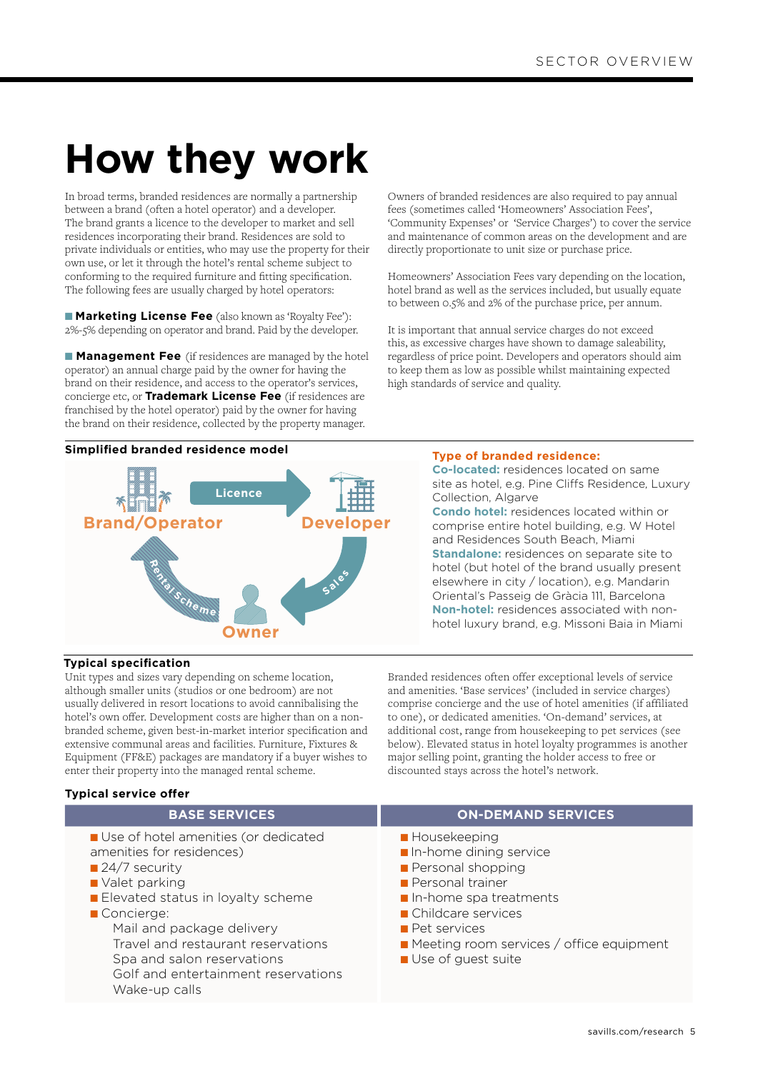# How they work

In broad terms, branded residences are normally a partnership between a brand (often a hotel operator) and a developer. The brand grants a licence to the developer to market and sell residences incorporating their brand. Residences are sold to private individuals or entities, who may use the property for their own use, or let it through the hotel's rental scheme subject to conforming to the required furniture and fitting specification. The following fees are usually charged by hotel operators:

- **Marketing License Fee** (also known as 'Royalty Fee'): 2%-5% depending on operator and brand. Paid by the developer.

- **Management Fee** (if residences are managed by the hotel operator) an annual charge paid by the owner for having the brand on their residence, and access to the operator's services, concierge etc, or **Trademark License Fee** (if residences are franchised by the hotel operator) paid by the owner for having the brand on their residence, collected by the property manager.

Owners of branded residences are also required to pay annual fees (sometimes called 'Homeowners' Association Fees', 'Community Expenses' or 'Service Charges') to cover the service and maintenance of common areas on the development and are directly proportionate to unit size or purchase price.

Homeowners' Association Fees vary depending on the location, hotel brand as well as the services included, but usually equate to between 0.5% and 2% of the purchase price, per annum.

It is important that annual service charges do not exceed this, as excessive charges have shown to damage saleability, regardless of price point. Developers and operators should aim to keep them as low as possible whilst maintaining expected high standards of service and quality.

**Simplified branded residence model**

Brand/Operator → Licence → Developer → Sales → Owner → Rental Scheme → Brand/Operator

**Type of branded residence:**

**Co-located:** residences located on same site as hotel, e.g. Pine Cliffs Residence, Luxury Collection, Algarve
**Condo hotel:** residences located within or comprise entire hotel building, e.g. W Hotel and Residences South Beach, Miami
**Standalone:** residences on separate site to hotel (but hotel of the brand usually present elsewhere in city / location), e.g. Mandarin Oriental's Passeig de Gràcia 111, Barcelona
**Non-hotel:** residences associated with non-hotel luxury brand, e.g. Missoni Baia in Miami

### Typical specification

Unit types and sizes vary depending on scheme location, although smaller units (studios or one bedroom) are not usually delivered in resort locations to avoid cannibalising the hotel's own offer. Development costs are higher than on a non-branded scheme, given best-in-market interior specification and extensive communal areas and facilities. Furniture, Fixtures & Equipment (FF&E) packages are mandatory if a buyer wishes to enter their property into the managed rental scheme.

Branded residences often offer exceptional levels of service and amenities. 'Base services' (included in service charges) comprise concierge and the use of hotel amenities (if affiliated to one), or dedicated amenities. 'On-demand' services, at additional cost, range from housekeeping to pet services (see below). Elevated status in hotel loyalty programmes is another major selling point, granting the holder access to free or discounted stays across the hotel's network.

### Typical service offer

| BASE SERVICES | ON-DEMAND SERVICES |
|---|---|
| Use of hotel amenities (or dedicated amenities for residences) | Housekeeping |
| 24/7 security | In-home dining service |
| Valet parking | Personal shopping |
| Elevated status in loyalty scheme | Personal trainer |
| Concierge: Mail and package delivery; Travel and restaurant reservations; Spa and salon reservations; Golf and entertainment reservations; Wake-up calls | In-home spa treatments |
| | Childcare services |
| | Pet services |
| | Meeting room services / office equipment |
| | Use of guest suite |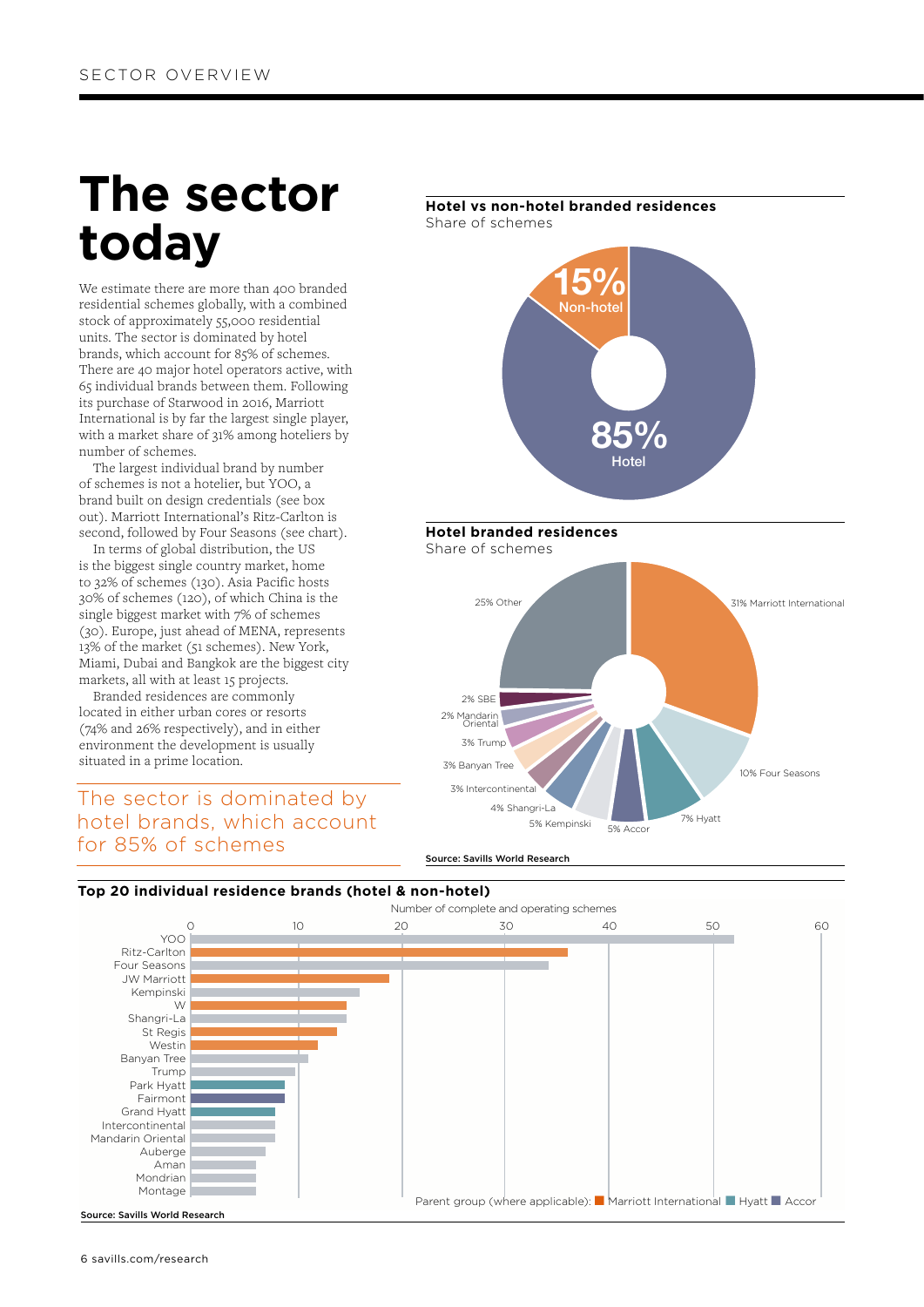# The sector today

We estimate there are more than 400 branded residential schemes globally, with a combined stock of approximately 55,000 residential units. The sector is dominated by hotel brands, which account for 85% of schemes. There are 40 major hotel operators active, with 65 individual brands between them. Following its purchase of Starwood in 2016, Marriott International is by far the largest single player, with a market share of 31% among hoteliers by number of schemes.

The largest individual brand by number of schemes is not a hotelier, but YOO, a brand built on design credentials (see box out). Marriott International's Ritz-Carlton is second, followed by Four Seasons (see chart).

In terms of global distribution, the US is the biggest single country market, home to 32% of schemes (130). Asia Pacific hosts 30% of schemes (120), of which China is the single biggest market with 7% of schemes (30). Europe, just ahead of MENA, represents 13% of the market (51 schemes). New York, Miami, Dubai and Bangkok are the biggest city markets, all with at least 15 projects.

Branded residences are commonly located in either urban cores or resorts (74% and 26% respectively), and in either environment the development is usually situated in a prime location.

> The sector is dominated by hotel brands, which account for 85% of schemes

**Hotel vs non-hotel branded residences**
Share of schemes

| Type | Share |
|---|---|
| Hotel | 85% |
| Non-hotel | 15% |

**Hotel branded residences**
Share of schemes

| Brand | Share |
|---|---|
| Marriott International | 31% |
| Four Seasons | 10% |
| Hyatt | 7% |
| Accor | 5% |
| Kempinski | 5% |
| Shangri-La | 4% |
| Intercontinental | 3% |
| Banyan Tree | 3% |
| Trump | 3% |
| Mandarin Oriental | 2% |
| SBE | 2% |
| Other | 25% |

Source: Savills World Research

**Top 20 individual residence brands (hotel & non-hotel)**

Number of complete and operating schemes (approximate values read from chart)

| Brand | Schemes | Parent group |
|---|---|---|
| YOO | 52 | |
| Ritz-Carlton | 36 | Marriott International |
| Four Seasons | 34 | |
| JW Marriott | 19 | Marriott International |
| Kempinski | 16 | |
| W | 15 | Marriott International |
| Shangri-La | 15 | |
| St Regis | 14 | Marriott International |
| Westin | 12 | Marriott International |
| Banyan Tree | 11 | |
| Trump | 10 | |
| Park Hyatt | 9 | Hyatt |
| Fairmont | 9 | Accor |
| Grand Hyatt | 8 | Hyatt |
| Intercontinental | 8 | |
| Mandarin Oriental | 8 | |
| Auberge | 7 | |
| Aman | 6 | |
| Mondrian | 6 | |
| Montage | 6 | |

Parent group (where applicable): Marriott International, Hyatt, Accor

Source: Savills World Research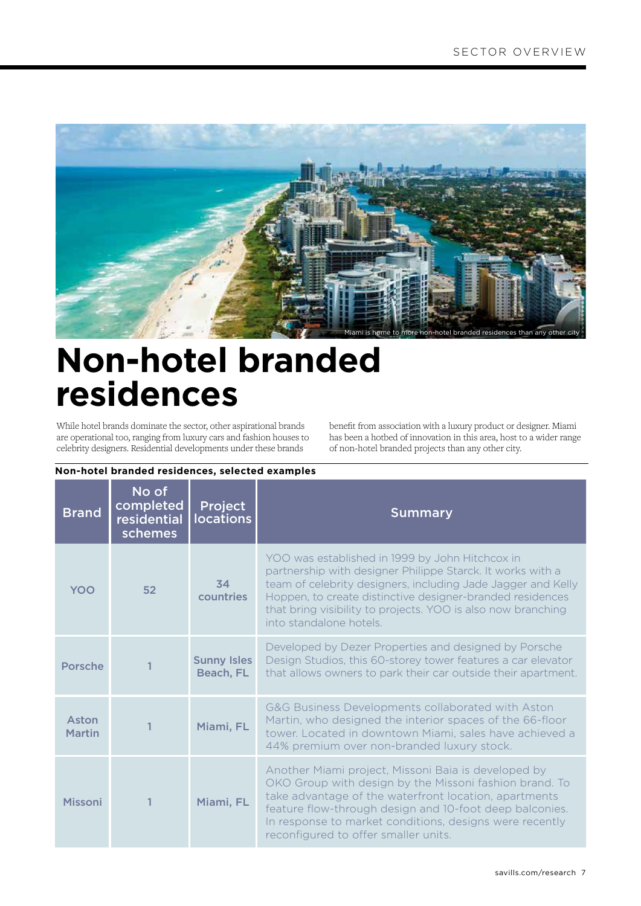Miami is home to more non-hotel branded residences than any other city

# Non-hotel branded residences

While hotel brands dominate the sector, other aspirational brands are operational too, ranging from luxury cars and fashion houses to celebrity designers. Residential developments under these brands benefit from association with a luxury product or designer. Miami has been a hotbed of innovation in this area, host to a wider range of non-hotel branded projects than any other city.

**Non-hotel branded residences, selected examples**

| Brand | No of completed residential schemes | Project locations | Summary |
|---|---|---|---|
| YOO | 52 | 34 countries | YOO was established in 1999 by John Hitchcox in partnership with designer Philippe Starck. It works with a team of celebrity designers, including Jade Jagger and Kelly Hoppen, to create distinctive designer-branded residences that bring visibility to projects. YOO is also now branching into standalone hotels. |
| Porsche | 1 | Sunny Isles Beach, FL | Developed by Dezer Properties and designed by Porsche Design Studios, this 60-storey tower features a car elevator that allows owners to park their car outside their apartment. |
| Aston Martin | 1 | Miami, FL | G&G Business Developments collaborated with Aston Martin, who designed the interior spaces of the 66-floor tower. Located in downtown Miami, sales have achieved a 44% premium over non-branded luxury stock. |
| Missoni | 1 | Miami, FL | Another Miami project, Missoni Baia is developed by OKO Group with design by the Missoni fashion brand. To take advantage of the waterfront location, apartments feature flow-through design and 10-foot deep balconies. In response to market conditions, designs were recently reconfigured to offer smaller units. |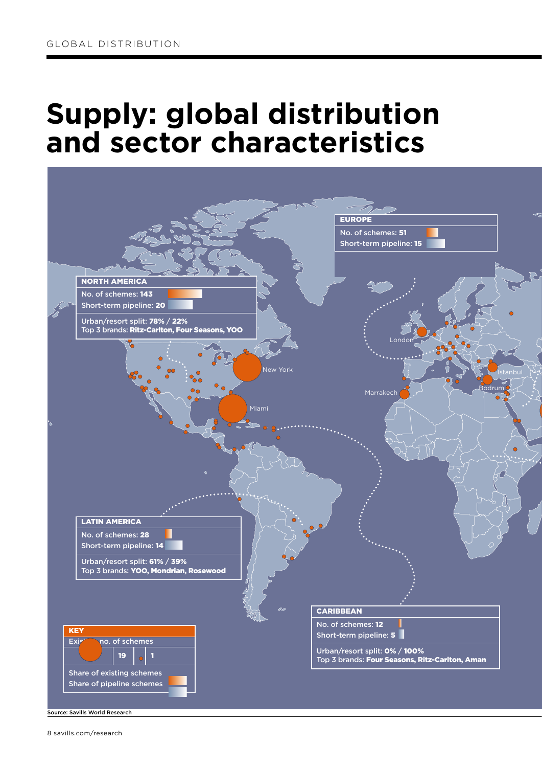# Supply: global distribution and sector characteristics

**EUROPE**

No. of schemes: **51**

Short-term pipeline: **15**

**NORTH AMERICA**

No. of schemes: **143**

Short-term pipeline: **20**

Urban/resort split: **78%** / **22%**

Top 3 brands: **Ritz-Carlton, Four Seasons, YOO**

London

New York

Miami

Marrakech

Istanbul

Bodrum

**LATIN AMERICA**

No. of schemes: **28**

Short-term pipeline: **14**

Urban/resort split: **61%** / **39%**

Top 3 brands: **YOO, Mondrian, Rosewood**

**CARIBBEAN**

No. of schemes: **12**

Short-term pipeline: **5**

Urban/resort split: **0%** / **100%**

Top 3 brands: **Four Seasons, Ritz-Carlton, Aman**

**KEY**

Existing no. of schemes

19 | 1

Share of existing schemes

Share of pipeline schemes

Source: Savills World Research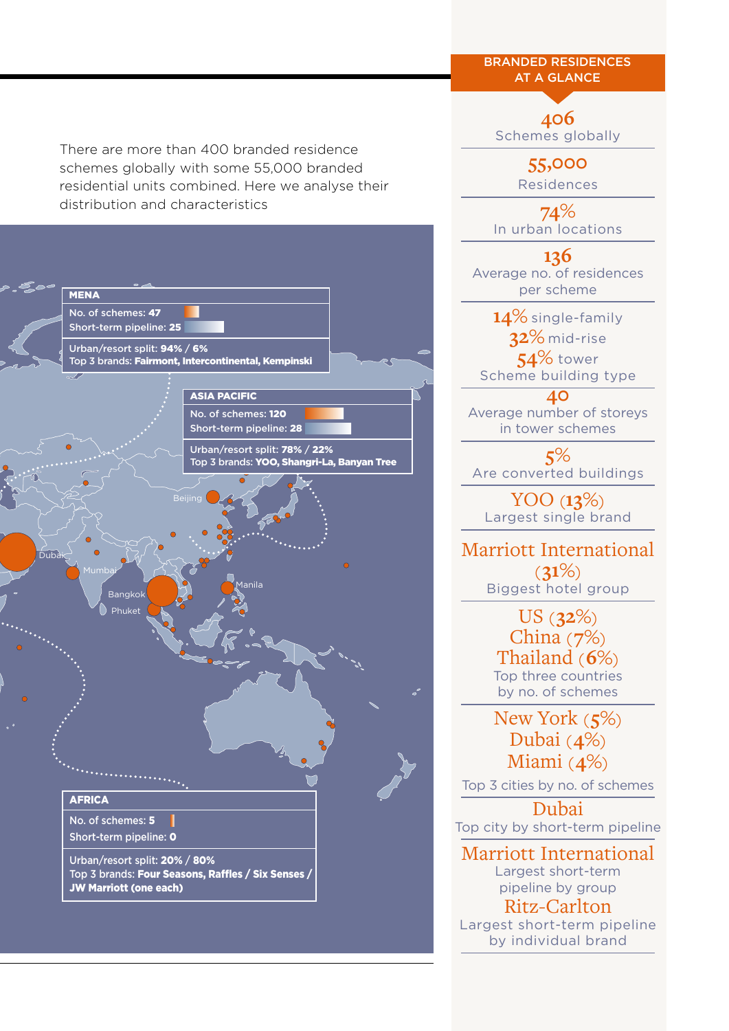There are more than 400 branded residence schemes globally with some 55,000 branded residential units combined. Here we analyse their distribution and characteristics

**MENA**

No. of schemes: **47**
Short-term pipeline: **25**

Urban/resort split: **94% / 6%**
Top 3 brands: **Fairmont, Intercontinental, Kempinski**

**ASIA PACIFIC**

No. of schemes: **120**
Short-term pipeline: **28**

Urban/resort split: **78% / 22%**
Top 3 brands: **YOO, Shangri-La, Banyan Tree**

Beijing

Dubai

Mumbai

Bangkok

Phuket

Manila

**AFRICA**

No. of schemes: **5**
Short-term pipeline: **0**

Urban/resort split: **20% / 80%**
Top 3 brands: **Four Seasons, Raffles / Six Senses / JW Marriott (one each)**

## BRANDED RESIDENCES AT A GLANCE

**406**
Schemes globally

**55,000**
Residences

**74%**
In urban locations

**136**
Average no. of residences per scheme

**14%** single-family
**32%** mid-rise
**54%** tower
Scheme building type

**40**
Average number of storeys in tower schemes

**5%**
Are converted buildings

**YOO (13%)**
Largest single brand

**Marriott International (31%)**
Biggest hotel group

**US (32%)**
**China (7%)**
**Thailand (6%)**
Top three countries by no. of schemes

**New York (5%)**
**Dubai (4%)**
**Miami (4%)**
Top 3 cities by no. of schemes

**Dubai**
Top city by short-term pipeline

**Marriott International**
Largest short-term pipeline by group

**Ritz-Carlton**
Largest short-term pipeline by individual brand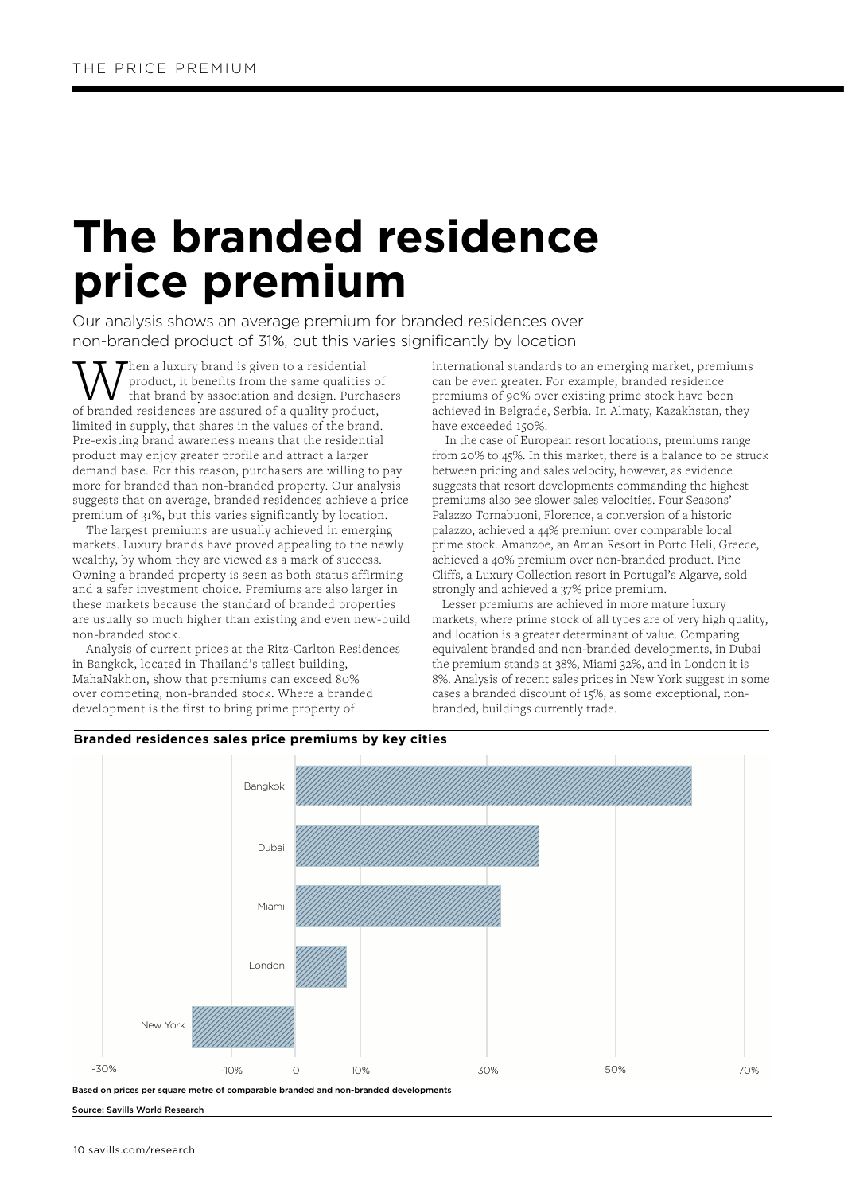# The branded residence price premium

Our analysis shows an average premium for branded residences over non-branded product of 31%, but this varies significantly by location

When a luxury brand is given to a residential product, it benefits from the same qualities of that brand by association and design. Purchasers of branded residences are assured of a quality product, limited in supply, that shares in the values of the brand. Pre-existing brand awareness means that the residential product may enjoy greater profile and attract a larger demand base. For this reason, purchasers are willing to pay more for branded than non-branded property. Our analysis suggests that on average, branded residences achieve a price premium of 31%, but this varies significantly by location.

The largest premiums are usually achieved in emerging markets. Luxury brands have proved appealing to the newly wealthy, by whom they are viewed as a mark of success. Owning a branded property is seen as both status affirming and a safer investment choice. Premiums are also larger in these markets because the standard of branded properties are usually so much higher than existing and even new-build non-branded stock.

Analysis of current prices at the Ritz-Carlton Residences in Bangkok, located in Thailand's tallest building, MahaNakhon, show that premiums can exceed 80% over competing, non-branded stock. Where a branded development is the first to bring prime property of international standards to an emerging market, premiums can be even greater. For example, branded residence premiums of 90% over existing prime stock have been achieved in Belgrade, Serbia. In Almaty, Kazakhstan, they have exceeded 150%.

In the case of European resort locations, premiums range from 20% to 45%. In this market, there is a balance to be struck between pricing and sales velocity, however, as evidence suggests that resort developments commanding the highest premiums also see slower sales velocities. Four Seasons' Palazzo Tornabuoni, Florence, a conversion of a historic palazzo, achieved a 44% premium over comparable local prime stock. Amanzoe, an Aman Resort in Porto Heli, Greece, achieved a 40% premium over non-branded product. Pine Cliffs, a Luxury Collection resort in Portugal's Algarve, sold strongly and achieved a 37% price premium.

Lesser premiums are achieved in more mature luxury markets, where prime stock of all types are of very high quality, and location is a greater determinant of value. Comparing equivalent branded and non-branded developments, in Dubai the premium stands at 38%, Miami 32%, and in London it is 8%. Analysis of recent sales prices in New York suggest in some cases a branded discount of 15%, as some exceptional, non-branded, buildings currently trade.

**Branded residences sales price premiums by key cities**

| City | Premium (approx.) |
|---|---|
| Bangkok | ~62% |
| Dubai | 38% |
| Miami | 32% |
| London | 8% |
| New York | -16% |

Based on prices per square metre of comparable branded and non-branded developments

Source: Savills World Research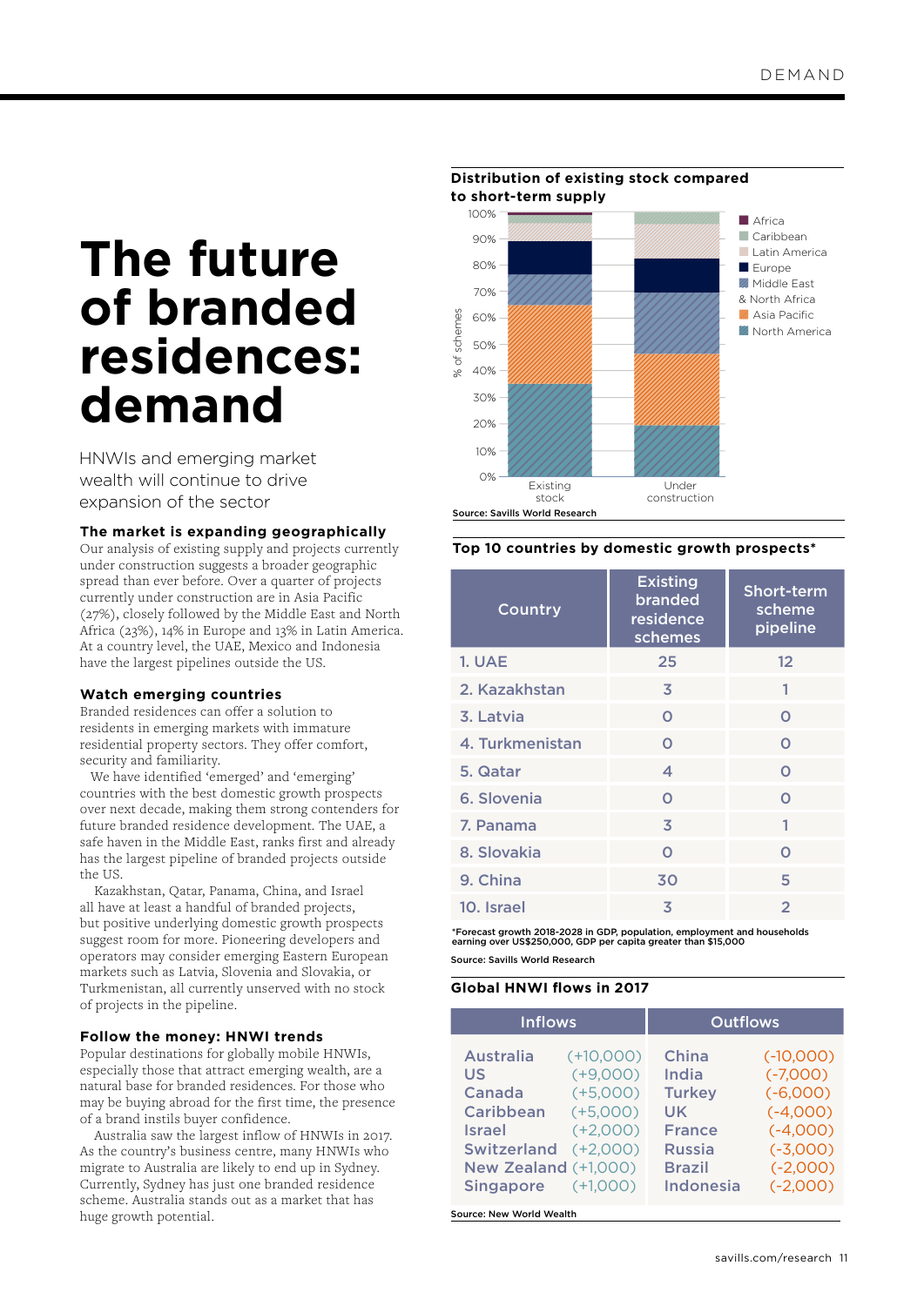# The future of branded residences: demand

HNWIs and emerging market wealth will continue to drive expansion of the sector

### The market is expanding geographically

Our analysis of existing supply and projects currently under construction suggests a broader geographic spread than ever before. Over a quarter of projects currently under construction are in Asia Pacific (27%), closely followed by the Middle East and North Africa (23%), 14% in Europe and 13% in Latin America. At a country level, the UAE, Mexico and Indonesia have the largest pipelines outside the US.

### Watch emerging countries

Branded residences can offer a solution to residents in emerging markets with immature residential property sectors. They offer comfort, security and familiarity.

We have identified 'emerged' and 'emerging' countries with the best domestic growth prospects over next decade, making them strong contenders for future branded residence development. The UAE, a safe haven in the Middle East, ranks first and already has the largest pipeline of branded projects outside the US.

Kazakhstan, Qatar, Panama, China, and Israel all have at least a handful of branded projects, but positive underlying domestic growth prospects suggest room for more. Pioneering developers and operators may consider emerging Eastern European markets such as Latvia, Slovenia and Slovakia, or Turkmenistan, all currently unserved with no stock of projects in the pipeline.

### Follow the money: HNWI trends

Popular destinations for globally mobile HNWIs, especially those that attract emerging wealth, are a natural base for branded residences. For those who may be buying abroad for the first time, the presence of a brand instils buyer confidence.

Australia saw the largest inflow of HNWIs in 2017. As the country's business centre, many HNWIs who migrate to Australia are likely to end up in Sydney. Currently, Sydney has just one branded residence scheme. Australia stands out as a market that has huge growth potential.

**Distribution of existing stock compared to short-term supply**

Legend: Africa; Caribbean; Latin America; Europe; Middle East & North Africa; Asia Pacific; North America

Y-axis: % of schemes (0%–100%); X-axis: Existing stock, Under construction

Source: Savills World Research

**Top 10 countries by domestic growth prospects***

| Country | Existing branded residence schemes | Short-term scheme pipeline |
|---|---|---|
| 1. UAE | 25 | 12 |
| 2. Kazakhstan | 3 | 1 |
| 3. Latvia | 0 | 0 |
| 4. Turkmenistan | 0 | 0 |
| 5. Qatar | 4 | 0 |
| 6. Slovenia | 0 | 0 |
| 7. Panama | 3 | 1 |
| 8. Slovakia | 0 | 0 |
| 9. China | 30 | 5 |
| 10. Israel | 3 | 2 |

*Forecast growth 2018-2028 in GDP, population, employment and households earning over US$250,000, GDP per capita greater than $15,000

Source: Savills World Research

**Global HNWI flows in 2017**

| Inflows | | Outflows | |
|---|---|---|---|
| Australia | (+10,000) | China | (-10,000) |
| US | (+9,000) | India | (-7,000) |
| Canada | (+5,000) | Turkey | (-6,000) |
| Caribbean | (+5,000) | UK | (-4,000) |
| Israel | (+2,000) | France | (-4,000) |
| Switzerland | (+2,000) | Russia | (-3,000) |
| New Zealand | (+1,000) | Brazil | (-2,000) |
| Singapore | (+1,000) | Indonesia | (-2,000) |

Source: New World Wealth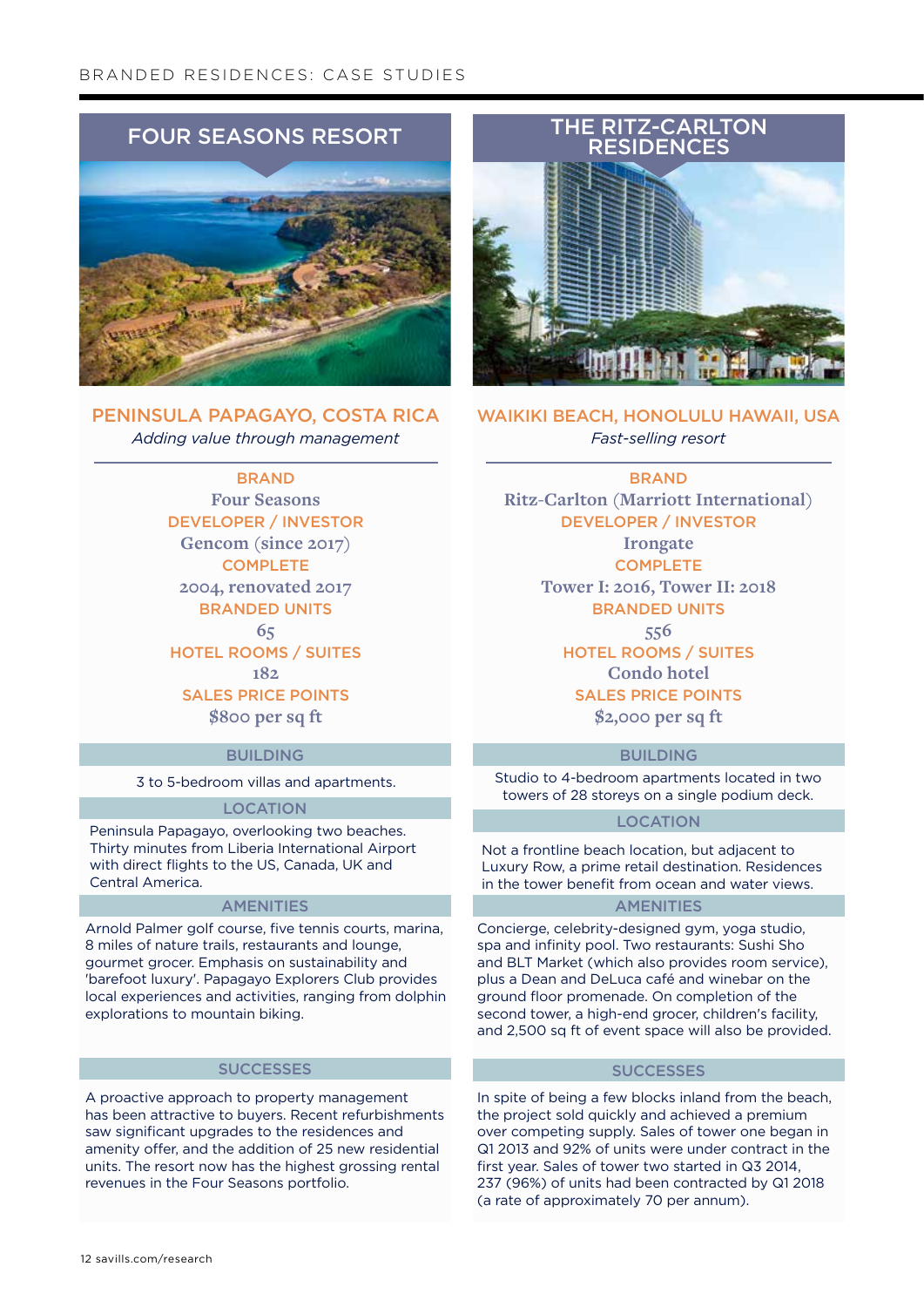## FOUR SEASONS RESORT

### PENINSULA PAPAGAYO, COSTA RICA

*Adding value through management*

**BRAND**
Four Seasons

**DEVELOPER / INVESTOR**
Gencom (since 2017)

**COMPLETE**
2004, renovated 2017

**BRANDED UNITS**
65

**HOTEL ROOMS / SUITES**
182

**SALES PRICE POINTS**
$800 per sq ft

#### BUILDING

3 to 5-bedroom villas and apartments.

#### LOCATION

Peninsula Papagayo, overlooking two beaches. Thirty minutes from Liberia International Airport with direct flights to the US, Canada, UK and Central America.

#### AMENITIES

Arnold Palmer golf course, five tennis courts, marina, 8 miles of nature trails, restaurants and lounge, gourmet grocer. Emphasis on sustainability and 'barefoot luxury'. Papagayo Explorers Club provides local experiences and activities, ranging from dolphin explorations to mountain biking.

#### SUCCESSES

A proactive approach to property management has been attractive to buyers. Recent refurbishments saw significant upgrades to the residences and amenity offer, and the addition of 25 new residential units. The resort now has the highest grossing rental revenues in the Four Seasons portfolio.

## THE RITZ-CARLTON RESIDENCES

### WAIKIKI BEACH, HONOLULU HAWAII, USA

*Fast-selling resort*

**BRAND**
Ritz-Carlton (Marriott International)

**DEVELOPER / INVESTOR**
Irongate

**COMPLETE**
Tower I: 2016, Tower II: 2018

**BRANDED UNITS**
556

**HOTEL ROOMS / SUITES**
Condo hotel

**SALES PRICE POINTS**
$2,000 per sq ft

#### BUILDING

Studio to 4-bedroom apartments located in two towers of 28 storeys on a single podium deck.

#### LOCATION

Not a frontline beach location, but adjacent to Luxury Row, a prime retail destination. Residences in the tower benefit from ocean and water views.

#### AMENITIES

Concierge, celebrity-designed gym, yoga studio, spa and infinity pool. Two restaurants: Sushi Sho and BLT Market (which also provides room service), plus a Dean and DeLuca café and winebar on the ground floor promenade. On completion of the second tower, a high-end grocer, children's facility, and 2,500 sq ft of event space will also be provided.

#### SUCCESSES

In spite of being a few blocks inland from the beach, the project sold quickly and achieved a premium over competing supply. Sales of tower one began in Q1 2013 and 92% of units were under contract in the first year. Sales of tower two started in Q3 2014, 237 (96%) of units had been contracted by Q1 2018 (a rate of approximately 70 per annum).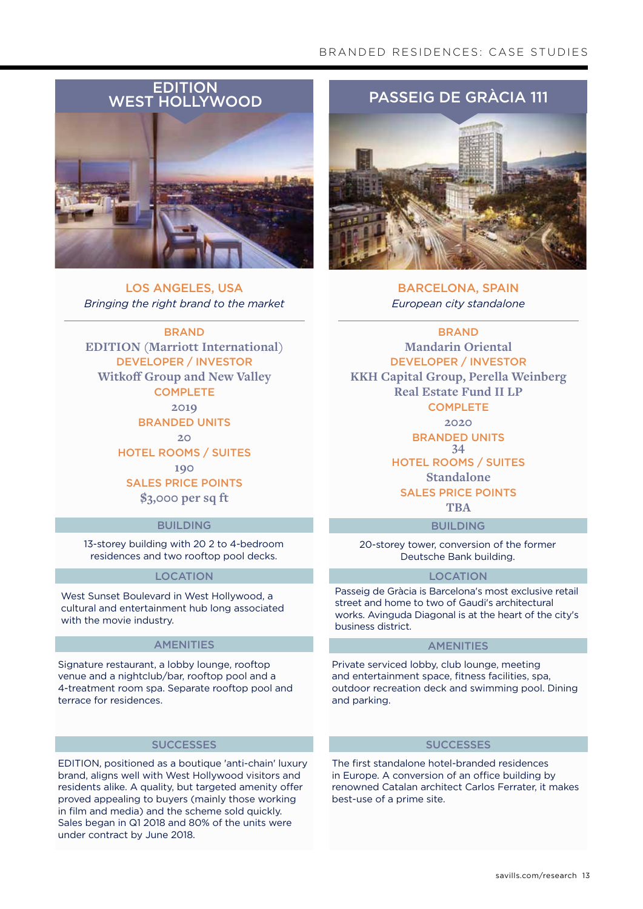## EDITION WEST HOLLYWOOD

**LOS ANGELES, USA**

*Bringing the right brand to the market*

**BRAND**
EDITION (Marriott International)

**DEVELOPER / INVESTOR**
Witkoff Group and New Valley

**COMPLETE**
2019

**BRANDED UNITS**
20

**HOTEL ROOMS / SUITES**
190

**SALES PRICE POINTS**
$3,000 per sq ft

### BUILDING

13-storey building with 20 2 to 4-bedroom residences and two rooftop pool decks.

### LOCATION

West Sunset Boulevard in West Hollywood, a cultural and entertainment hub long associated with the movie industry.

### AMENITIES

Signature restaurant, a lobby lounge, rooftop venue and a nightclub/bar, rooftop pool and a 4-treatment room spa. Separate rooftop pool and terrace for residences.

### SUCCESSES

EDITION, positioned as a boutique 'anti-chain' luxury brand, aligns well with West Hollywood visitors and residents alike. A quality, but targeted amenity offer proved appealing to buyers (mainly those working in film and media) and the scheme sold quickly. Sales began in Q1 2018 and 80% of the units were under contract by June 2018.

## PASSEIG DE GRÀCIA 111

**BARCELONA, SPAIN**

*European city standalone*

**BRAND**
Mandarin Oriental

**DEVELOPER / INVESTOR**
KKH Capital Group, Perella Weinberg Real Estate Fund II LP

**COMPLETE**
2020

**BRANDED UNITS**
34

**HOTEL ROOMS / SUITES**
Standalone

**SALES PRICE POINTS**
TBA

### BUILDING

20-storey tower, conversion of the former Deutsche Bank building.

### LOCATION

Passeig de Gràcia is Barcelona's most exclusive retail street and home to two of Gaudi's architectural works. Avinguda Diagonal is at the heart of the city's business district.

### AMENITIES

Private serviced lobby, club lounge, meeting and entertainment space, fitness facilities, spa, outdoor recreation deck and swimming pool. Dining and parking.

### SUCCESSES

The first standalone hotel-branded residences in Europe. A conversion of an office building by renowned Catalan architect Carlos Ferrater, it makes best-use of a prime site.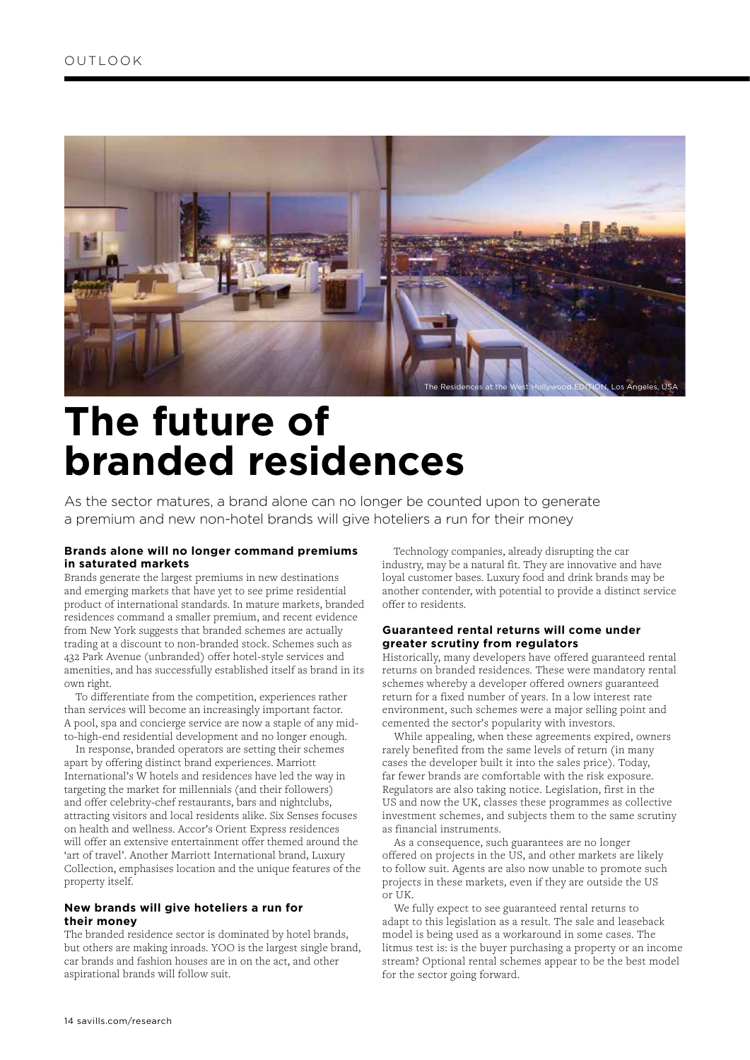The Residences at the West Hollywood EDITION, Los Angeles, USA

# The future of branded residences

As the sector matures, a brand alone can no longer be counted upon to generate a premium and new non-hotel brands will give hoteliers a run for their money

### Brands alone will no longer command premiums in saturated markets

Brands generate the largest premiums in new destinations and emerging markets that have yet to see prime residential product of international standards. In mature markets, branded residences command a smaller premium, and recent evidence from New York suggests that branded schemes are actually trading at a discount to non-branded stock. Schemes such as 432 Park Avenue (unbranded) offer hotel-style services and amenities, and has successfully established itself as brand in its own right.

To differentiate from the competition, experiences rather than services will become an increasingly important factor. A pool, spa and concierge service are now a staple of any mid-to-high-end residential development and no longer enough.

In response, branded operators are setting their schemes apart by offering distinct brand experiences. Marriott International's W hotels and residences have led the way in targeting the market for millennials (and their followers) and offer celebrity-chef restaurants, bars and nightclubs, attracting visitors and local residents alike. Six Senses focuses on health and wellness. Accor's Orient Express residences will offer an extensive entertainment offer themed around the 'art of travel'. Another Marriott International brand, Luxury Collection, emphasises location and the unique features of the property itself.

### New brands will give hoteliers a run for their money

The branded residence sector is dominated by hotel brands, but others are making inroads. YOO is the largest single brand, car brands and fashion houses are in on the act, and other aspirational brands will follow suit.

Technology companies, already disrupting the car industry, may be a natural fit. They are innovative and have loyal customer bases. Luxury food and drink brands may be another contender, with potential to provide a distinct service offer to residents.

### Guaranteed rental returns will come under greater scrutiny from regulators

Historically, many developers have offered guaranteed rental returns on branded residences. These were mandatory rental schemes whereby a developer offered owners guaranteed return for a fixed number of years. In a low interest rate environment, such schemes were a major selling point and cemented the sector's popularity with investors.

While appealing, when these agreements expired, owners rarely benefited from the same levels of return (in many cases the developer built it into the sales price). Today, far fewer brands are comfortable with the risk exposure. Regulators are also taking notice. Legislation, first in the US and now the UK, classes these programmes as collective investment schemes, and subjects them to the same scrutiny as financial instruments.

As a consequence, such guarantees are no longer offered on projects in the US, and other markets are likely to follow suit. Agents are also now unable to promote such projects in these markets, even if they are outside the US or UK.

We fully expect to see guaranteed rental returns to adapt to this legislation as a result. The sale and leaseback model is being used as a workaround in some cases. The litmus test is: is the buyer purchasing a property or an income stream? Optional rental schemes appear to be the best model for the sector going forward.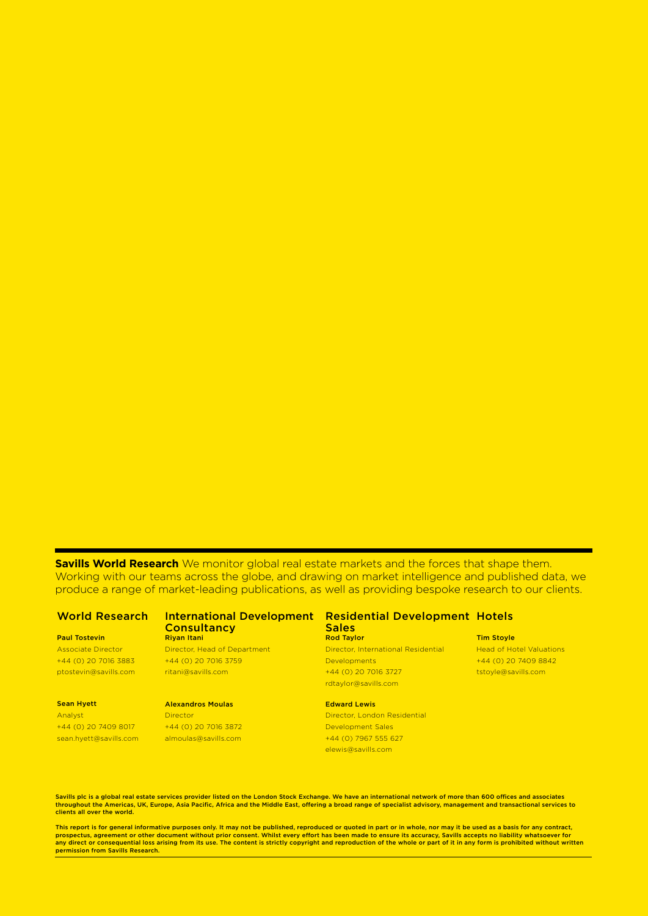**Savills World Research** We monitor global real estate markets and the forces that shape them. Working with our teams across the globe, and drawing on market intelligence and published data, we produce a range of market-leading publications, as well as providing bespoke research to our clients.

## World Research

**Paul Tostevin**
Associate Director
+44 (0) 20 7016 3883
ptostevin@savills.com

**Sean Hyett**
Analyst
+44 (0) 20 7409 8017
sean.hyett@savills.com

## International Development Consultancy

**Riyan Itani**
Director, Head of Department
+44 (0) 20 7016 3759
ritani@savills.com

**Alexandros Moulas**
Director
+44 (0) 20 7016 3872
almoulas@savills.com

## Residential Development Sales

**Rod Taylor**
Director, International Residential Developments
+44 (0) 20 7016 3727
rdtaylor@savills.com

**Edward Lewis**
Director, London Residential Development Sales
+44 (0) 7967 555 627
elewis@savills.com

## Hotels

**Tim Stoyle**
Head of Hotel Valuations
+44 (0) 20 7409 8842
tstoyle@savills.com

**Savills plc is a global real estate services provider listed on the London Stock Exchange. We have an international network of more than 600 offices and associates throughout the Americas, UK, Europe, Asia Pacific, Africa and the Middle East, offering a broad range of specialist advisory, management and transactional services to clients all over the world.**

**This report is for general informative purposes only. It may not be published, reproduced or quoted in part or in whole, nor may it be used as a basis for any contract, prospectus, agreement or other document without prior consent. Whilst every effort has been made to ensure its accuracy, Savills accepts no liability whatsoever for any direct or consequential loss arising from its use. The content is strictly copyright and reproduction of the whole or part of it in any form is prohibited without written permission from Savills Research.**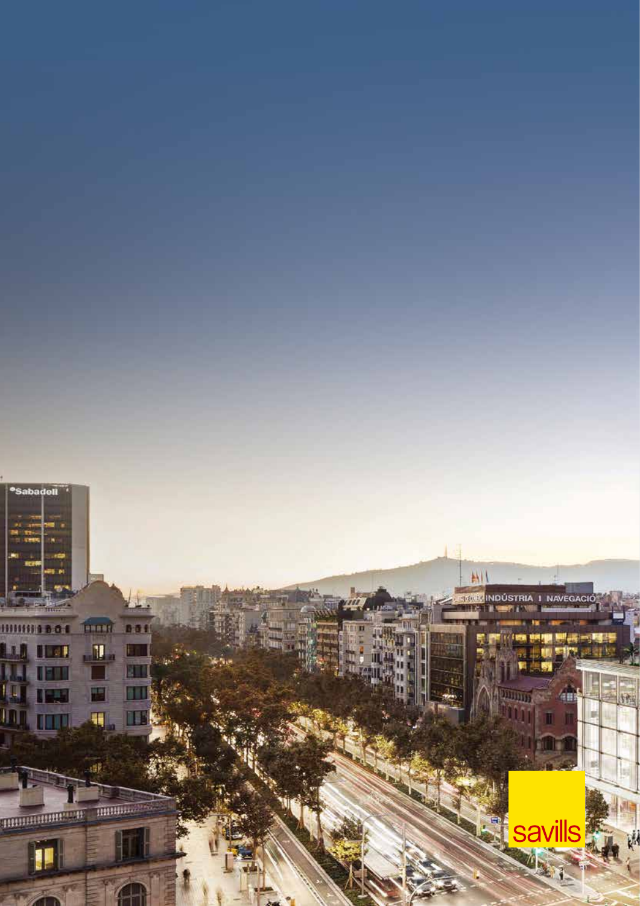savills